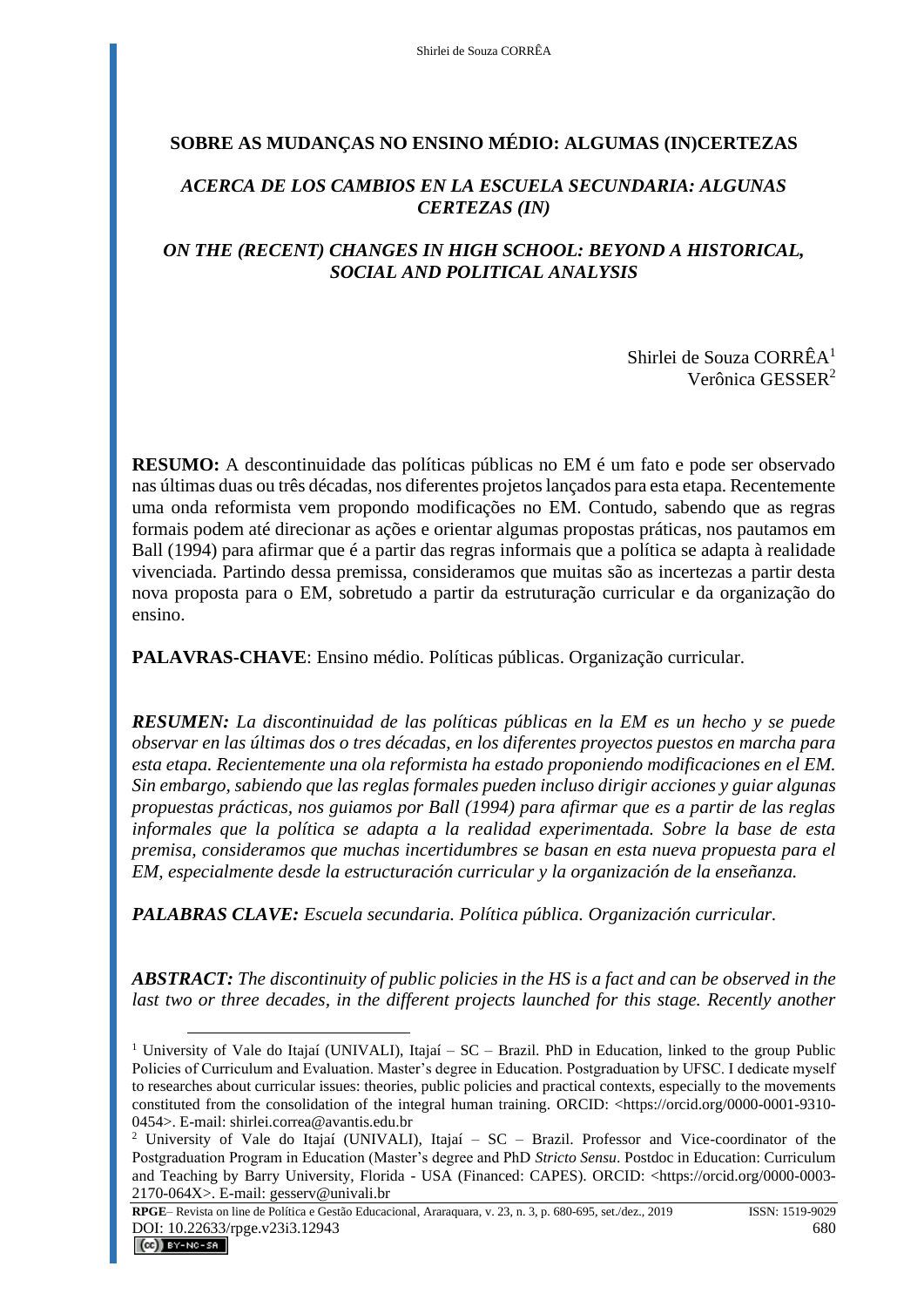# SOBRE AS MUDANÇAS NO ENSINO MÉDIO: ALGUMAS (IN)CERTEZAS

## *ACERCA DE LOS CAMBIOS EN LA ESCUELA SECUNDARIA: ALGUNAS CERTEZAS (IN)*

## *ON THE (RECENT) CHANGES IN HIGH SCHOOL: BEYOND A HISTORICAL, SOCIAL AND POLITICAL ANALYSIS*

Shirlei de Souza CORRÊA[1]
Verônica GESSER[2]

**RESUMO:** A descontinuidade das políticas públicas no EM é um fato e pode ser observado nas últimas duas ou três décadas, nos diferentes projetos lançados para esta etapa. Recentemente uma onda reformista vem propondo modificações no EM. Contudo, sabendo que as regras formais podem até direcionar as ações e orientar algumas propostas práticas, nos pautamos em Ball (1994) para afirmar que é a partir das regras informais que a política se adapta à realidade vivenciada. Partindo dessa premissa, consideramos que muitas são as incertezas a partir desta nova proposta para o EM, sobretudo a partir da estruturação curricular e da organização do ensino.

**PALAVRAS-CHAVE**: Ensino médio. Políticas públicas. Organização curricular.

***RESUMEN:*** *La discontinuidad de las políticas públicas en la EM es un hecho y se puede observar en las últimas dos o tres décadas, en los diferentes proyectos puestos en marcha para esta etapa. Recientemente una ola reformista ha estado proponiendo modificaciones en el EM. Sin embargo, sabiendo que las reglas formales pueden incluso dirigir acciones y guiar algunas propuestas prácticas, nos guiamos por Ball (1994) para afirmar que es a partir de las reglas informales que la política se adapta a la realidad experimentada. Sobre la base de esta premisa, consideramos que muchas incertidumbres se basan en esta nueva propuesta para el EM, especialmente desde la estructuración curricular y la organización de la enseñanza.*

***PALABRAS CLAVE:*** *Escuela secundaria. Política pública. Organización curricular.*

***ABSTRACT:*** *The discontinuity of public policies in the HS is a fact and can be observed in the last two or three decades, in the different projects launched for this stage. Recently another*

---

[1] University of Vale do Itajaí (UNIVALI), Itajaí – SC – Brazil. PhD in Education, linked to the group Public Policies of Curriculum and Evaluation. Master's degree in Education. Postgraduation by UFSC. I dedicate myself to researches about curricular issues: theories, public policies and practical contexts, especially to the movements constituted from the consolidation of the integral human training. ORCID: <https://orcid.org/0000-0001-9310-0454>. E-mail: shirlei.correa@avantis.edu.br

[2] University of Vale do Itajaí (UNIVALI), Itajaí – SC – Brazil. Professor and Vice-coordinator of the Postgraduation Program in Education (Master's degree and PhD *Stricto Sensu*. Postdoc in Education: Curriculum and Teaching by Barry University, Florida - USA (Financed: CAPES). ORCID: <https://orcid.org/0000-0003-2170-064X>. E-mail: gesserv@univali.br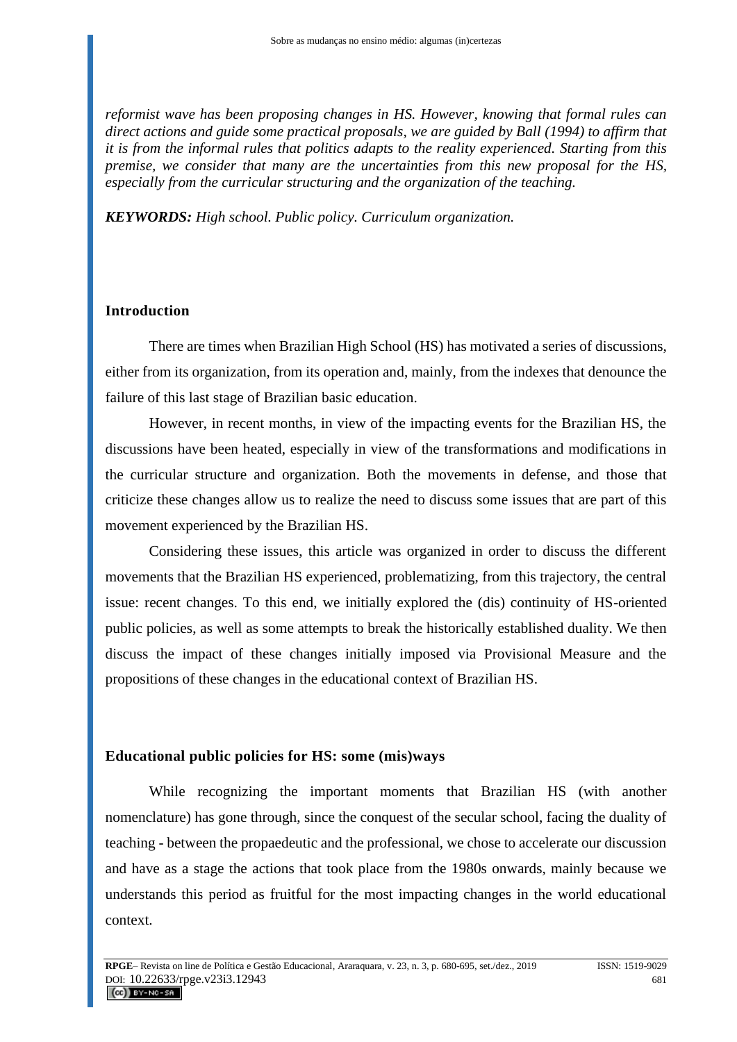*reformist wave has been proposing changes in HS. However, knowing that formal rules can direct actions and guide some practical proposals, we are guided by Ball (1994) to affirm that it is from the informal rules that politics adapts to the reality experienced. Starting from this premise, we consider that many are the uncertainties from this new proposal for the HS, especially from the curricular structuring and the organization of the teaching.*

***KEYWORDS:*** *High school. Public policy. Curriculum organization.*

## Introduction

There are times when Brazilian High School (HS) has motivated a series of discussions, either from its organization, from its operation and, mainly, from the indexes that denounce the failure of this last stage of Brazilian basic education.

However, in recent months, in view of the impacting events for the Brazilian HS, the discussions have been heated, especially in view of the transformations and modifications in the curricular structure and organization. Both the movements in defense, and those that criticize these changes allow us to realize the need to discuss some issues that are part of this movement experienced by the Brazilian HS.

Considering these issues, this article was organized in order to discuss the different movements that the Brazilian HS experienced, problematizing, from this trajectory, the central issue: recent changes. To this end, we initially explored the (dis) continuity of HS-oriented public policies, as well as some attempts to break the historically established duality. We then discuss the impact of these changes initially imposed via Provisional Measure and the propositions of these changes in the educational context of Brazilian HS.

## Educational public policies for HS: some (mis)ways

While recognizing the important moments that Brazilian HS (with another nomenclature) has gone through, since the conquest of the secular school, facing the duality of teaching - between the propaedeutic and the professional, we chose to accelerate our discussion and have as a stage the actions that took place from the 1980s onwards, mainly because we understands this period as fruitful for the most impacting changes in the world educational context.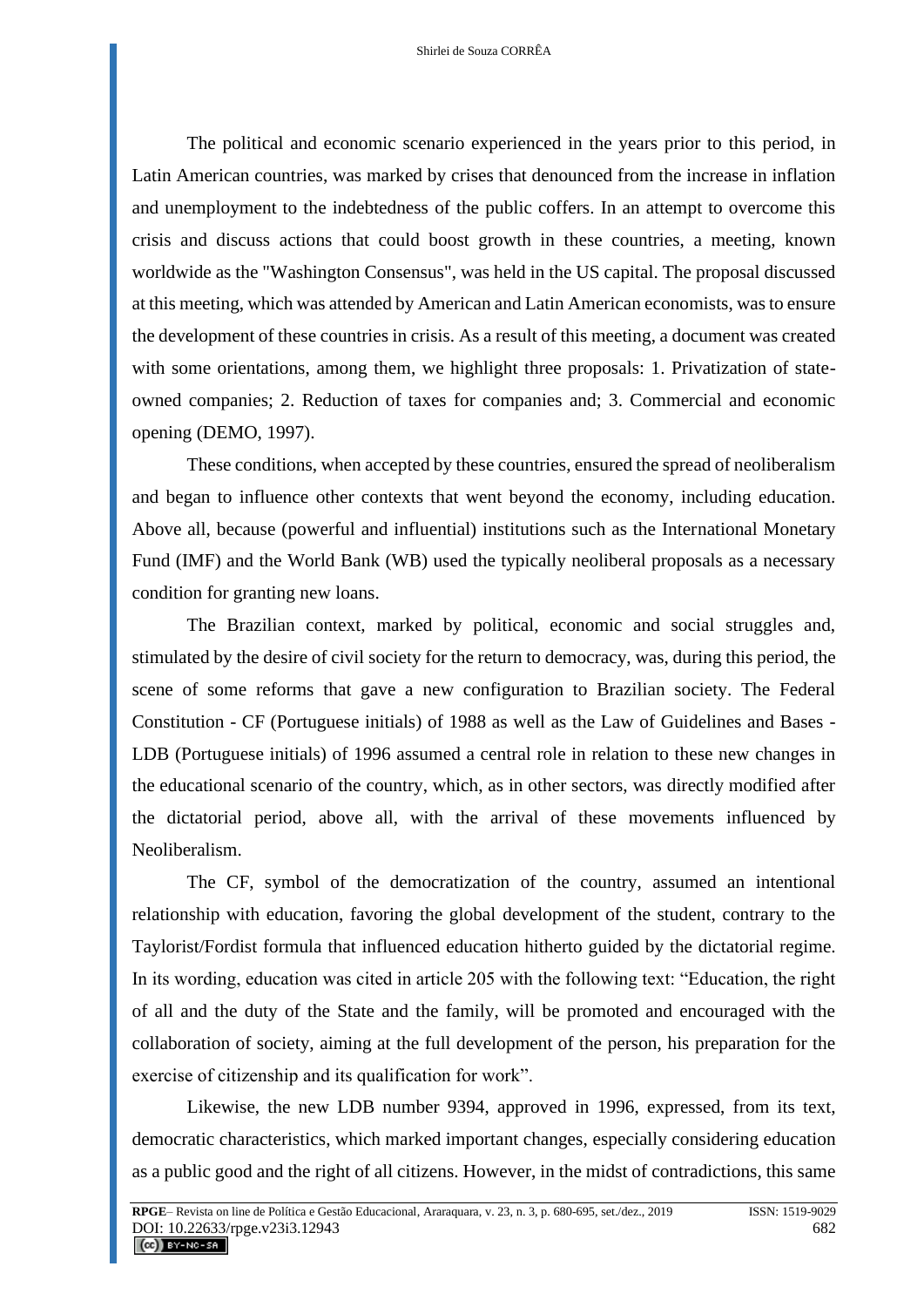The political and economic scenario experienced in the years prior to this period, in Latin American countries, was marked by crises that denounced from the increase in inflation and unemployment to the indebtedness of the public coffers. In an attempt to overcome this crisis and discuss actions that could boost growth in these countries, a meeting, known worldwide as the "Washington Consensus", was held in the US capital. The proposal discussed at this meeting, which was attended by American and Latin American economists, was to ensure the development of these countries in crisis. As a result of this meeting, a document was created with some orientations, among them, we highlight three proposals: 1. Privatization of state-owned companies; 2. Reduction of taxes for companies and; 3. Commercial and economic opening (DEMO, 1997).

These conditions, when accepted by these countries, ensured the spread of neoliberalism and began to influence other contexts that went beyond the economy, including education. Above all, because (powerful and influential) institutions such as the International Monetary Fund (IMF) and the World Bank (WB) used the typically neoliberal proposals as a necessary condition for granting new loans.

The Brazilian context, marked by political, economic and social struggles and, stimulated by the desire of civil society for the return to democracy, was, during this period, the scene of some reforms that gave a new configuration to Brazilian society. The Federal Constitution - CF (Portuguese initials) of 1988 as well as the Law of Guidelines and Bases - LDB (Portuguese initials) of 1996 assumed a central role in relation to these new changes in the educational scenario of the country, which, as in other sectors, was directly modified after the dictatorial period, above all, with the arrival of these movements influenced by Neoliberalism.

The CF, symbol of the democratization of the country, assumed an intentional relationship with education, favoring the global development of the student, contrary to the Taylorist/Fordist formula that influenced education hitherto guided by the dictatorial regime. In its wording, education was cited in article 205 with the following text: "Education, the right of all and the duty of the State and the family, will be promoted and encouraged with the collaboration of society, aiming at the full development of the person, his preparation for the exercise of citizenship and its qualification for work".

Likewise, the new LDB number 9394, approved in 1996, expressed, from its text, democratic characteristics, which marked important changes, especially considering education as a public good and the right of all citizens. However, in the midst of contradictions, this same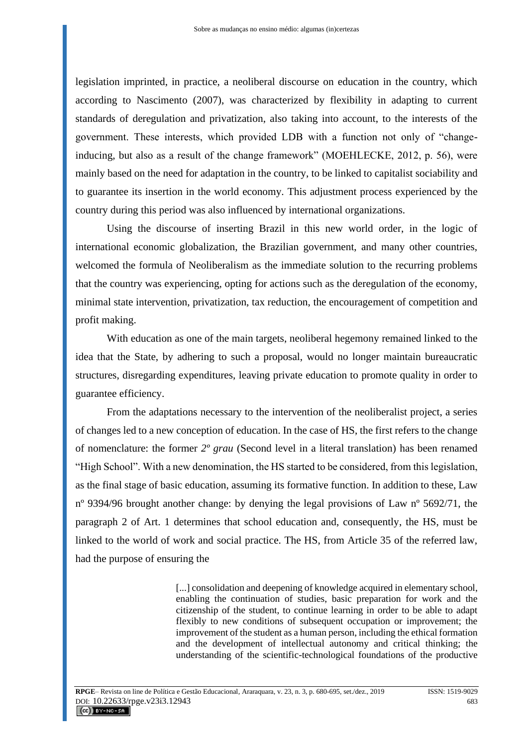legislation imprinted, in practice, a neoliberal discourse on education in the country, which according to Nascimento (2007), was characterized by flexibility in adapting to current standards of deregulation and privatization, also taking into account, to the interests of the government. These interests, which provided LDB with a function not only of "change-inducing, but also as a result of the change framework" (MOEHLECKE, 2012, p. 56), were mainly based on the need for adaptation in the country, to be linked to capitalist sociability and to guarantee its insertion in the world economy. This adjustment process experienced by the country during this period was also influenced by international organizations.

Using the discourse of inserting Brazil in this new world order, in the logic of international economic globalization, the Brazilian government, and many other countries, welcomed the formula of Neoliberalism as the immediate solution to the recurring problems that the country was experiencing, opting for actions such as the deregulation of the economy, minimal state intervention, privatization, tax reduction, the encouragement of competition and profit making.

With education as one of the main targets, neoliberal hegemony remained linked to the idea that the State, by adhering to such a proposal, would no longer maintain bureaucratic structures, disregarding expenditures, leaving private education to promote quality in order to guarantee efficiency.

From the adaptations necessary to the intervention of the neoliberalist project, a series of changes led to a new conception of education. In the case of HS, the first refers to the change of nomenclature: the former *2º grau* (Second level in a literal translation) has been renamed "High School". With a new denomination, the HS started to be considered, from this legislation, as the final stage of basic education, assuming its formative function. In addition to these, Law nº 9394/96 brought another change: by denying the legal provisions of Law nº 5692/71, the paragraph 2 of Art. 1 determines that school education and, consequently, the HS, must be linked to the world of work and social practice. The HS, from Article 35 of the referred law, had the purpose of ensuring the

> [...] consolidation and deepening of knowledge acquired in elementary school, enabling the continuation of studies, basic preparation for work and the citizenship of the student, to continue learning in order to be able to adapt flexibly to new conditions of subsequent occupation or improvement; the improvement of the student as a human person, including the ethical formation and the development of intellectual autonomy and critical thinking; the understanding of the scientific-technological foundations of the productive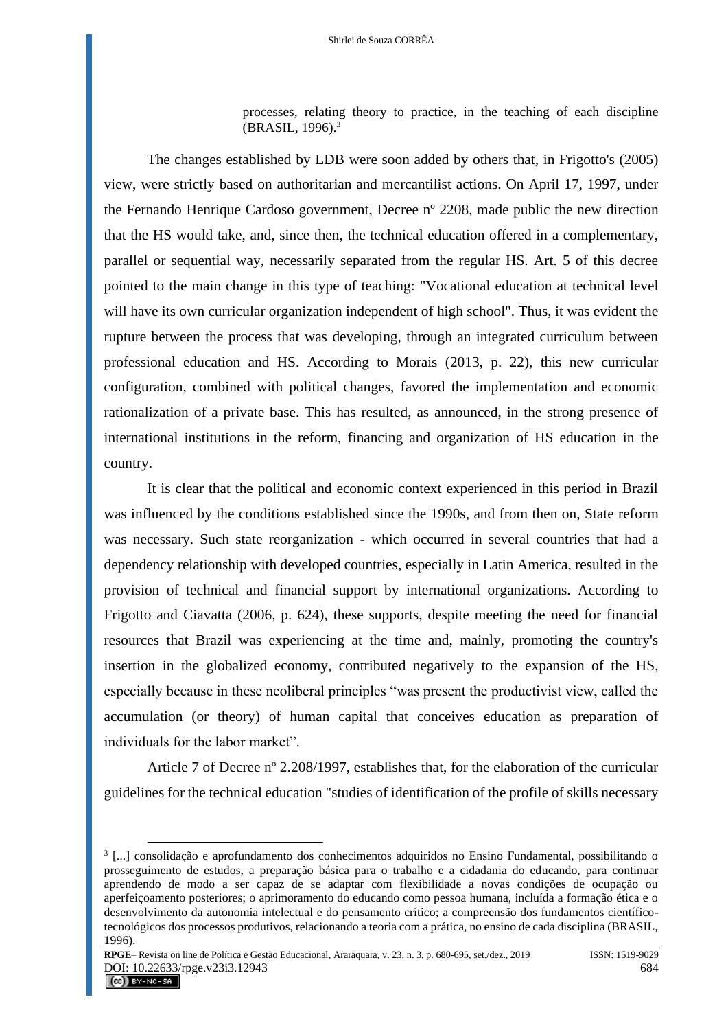> processes, relating theory to practice, in the teaching of each discipline (BRASIL, 1996).[3]

The changes established by LDB were soon added by others that, in Frigotto's (2005) view, were strictly based on authoritarian and mercantilist actions. On April 17, 1997, under the Fernando Henrique Cardoso government, Decree nº 2208, made public the new direction that the HS would take, and, since then, the technical education offered in a complementary, parallel or sequential way, necessarily separated from the regular HS. Art. 5 of this decree pointed to the main change in this type of teaching: "Vocational education at technical level will have its own curricular organization independent of high school". Thus, it was evident the rupture between the process that was developing, through an integrated curriculum between professional education and HS. According to Morais (2013, p. 22), this new curricular configuration, combined with political changes, favored the implementation and economic rationalization of a private base. This has resulted, as announced, in the strong presence of international institutions in the reform, financing and organization of HS education in the country.

It is clear that the political and economic context experienced in this period in Brazil was influenced by the conditions established since the 1990s, and from then on, State reform was necessary. Such state reorganization - which occurred in several countries that had a dependency relationship with developed countries, especially in Latin America, resulted in the provision of technical and financial support by international organizations. According to Frigotto and Ciavatta (2006, p. 624), these supports, despite meeting the need for financial resources that Brazil was experiencing at the time and, mainly, promoting the country's insertion in the globalized economy, contributed negatively to the expansion of the HS, especially because in these neoliberal principles "was present the productivist view, called the accumulation (or theory) of human capital that conceives education as preparation of individuals for the labor market".

Article 7 of Decree nº 2.208/1997, establishes that, for the elaboration of the curricular guidelines for the technical education "studies of identification of the profile of skills necessary

---

[3] [...] consolidação e aprofundamento dos conhecimentos adquiridos no Ensino Fundamental, possibilitando o prosseguimento de estudos, a preparação básica para o trabalho e a cidadania do educando, para continuar aprendendo de modo a ser capaz de se adaptar com flexibilidade a novas condições de ocupação ou aperfeiçoamento posteriores; o aprimoramento do educando como pessoa humana, incluída a formação ética e o desenvolvimento da autonomia intelectual e do pensamento crítico; a compreensão dos fundamentos científico-tecnológicos dos processos produtivos, relacionando a teoria com a prática, no ensino de cada disciplina (BRASIL, 1996).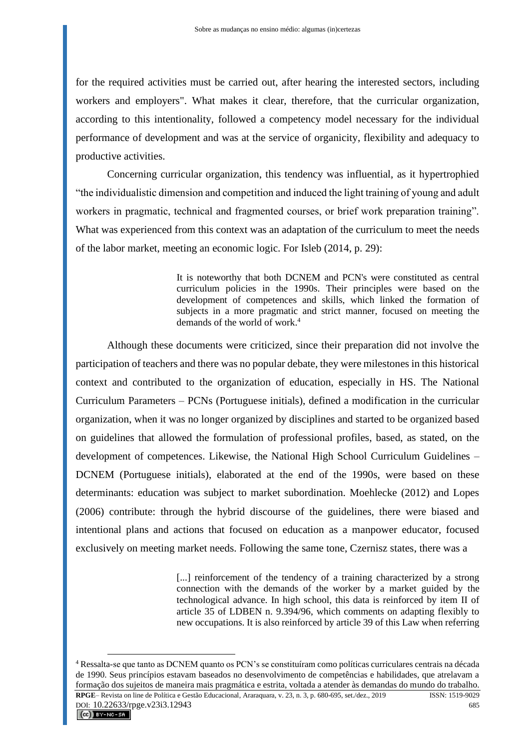for the required activities must be carried out, after hearing the interested sectors, including workers and employers". What makes it clear, therefore, that the curricular organization, according to this intentionality, followed a competency model necessary for the individual performance of development and was at the service of organicity, flexibility and adequacy to productive activities.

Concerning curricular organization, this tendency was influential, as it hypertrophied "the individualistic dimension and competition and induced the light training of young and adult workers in pragmatic, technical and fragmented courses, or brief work preparation training". What was experienced from this context was an adaptation of the curriculum to meet the needs of the labor market, meeting an economic logic. For Isleb (2014, p. 29):

> It is noteworthy that both DCNEM and PCN's were constituted as central curriculum policies in the 1990s. Their principles were based on the development of competences and skills, which linked the formation of subjects in a more pragmatic and strict manner, focused on meeting the demands of the world of work.[4]

Although these documents were criticized, since their preparation did not involve the participation of teachers and there was no popular debate, they were milestones in this historical context and contributed to the organization of education, especially in HS. The National Curriculum Parameters – PCNs (Portuguese initials), defined a modification in the curricular organization, when it was no longer organized by disciplines and started to be organized based on guidelines that allowed the formulation of professional profiles, based, as stated, on the development of competences. Likewise, the National High School Curriculum Guidelines – DCNEM (Portuguese initials), elaborated at the end of the 1990s, were based on these determinants: education was subject to market subordination. Moehlecke (2012) and Lopes (2006) contribute: through the hybrid discourse of the guidelines, there were biased and intentional plans and actions that focused on education as a manpower educator, focused exclusively on meeting market needs. Following the same tone, Czernisz states, there was a

> [...] reinforcement of the tendency of a training characterized by a strong connection with the demands of the worker by a market guided by the technological advance. In high school, this data is reinforced by item II of article 35 of LDBEN n. 9.394/96, which comments on adapting flexibly to new occupations. It is also reinforced by article 39 of this Law when referring

---

[4] Ressalta-se que tanto as DCNEM quanto os PCN's se constituíram como políticas curriculares centrais na década de 1990. Seus princípios estavam baseados no desenvolvimento de competências e habilidades, que atrelavam a formação dos sujeitos de maneira mais pragmática e estrita, voltada a atender às demandas do mundo do trabalho.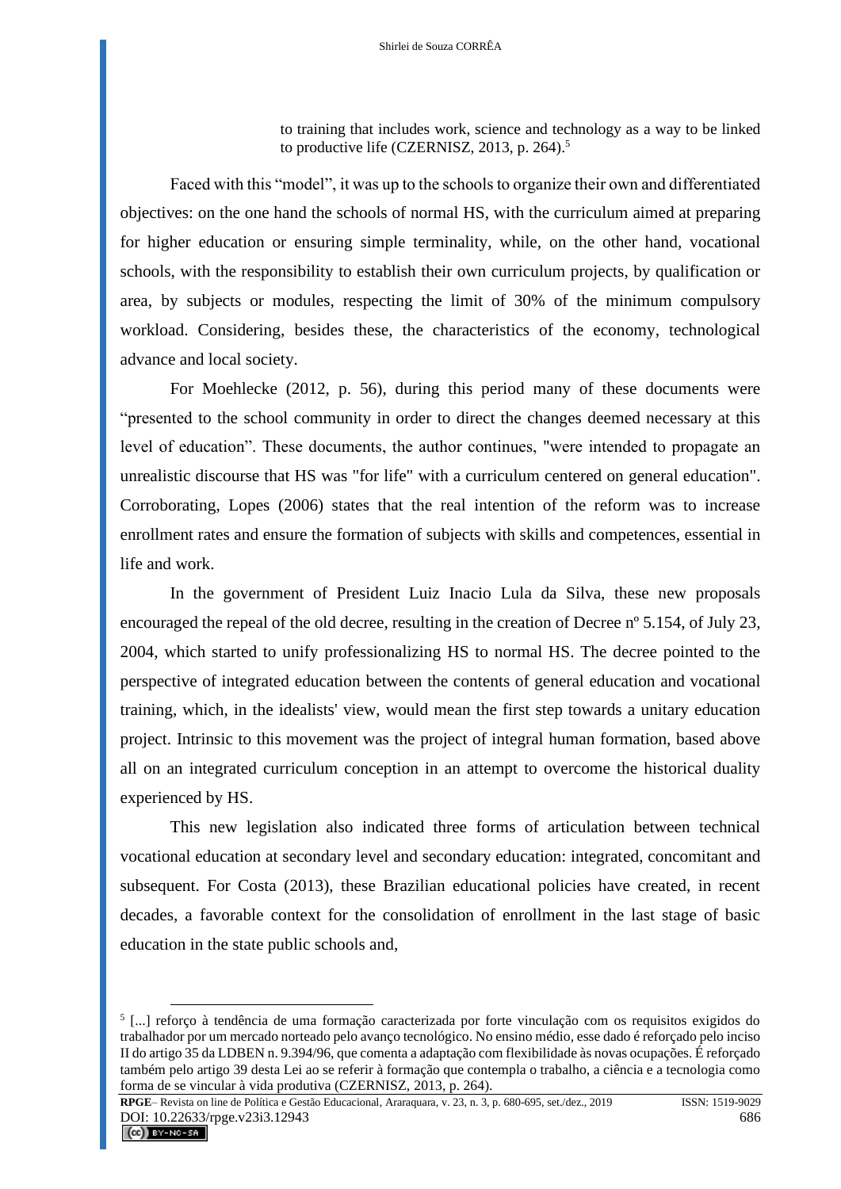> to training that includes work, science and technology as a way to be linked to productive life (CZERNISZ, 2013, p. 264).[5]

Faced with this "model", it was up to the schools to organize their own and differentiated objectives: on the one hand the schools of normal HS, with the curriculum aimed at preparing for higher education or ensuring simple terminality, while, on the other hand, vocational schools, with the responsibility to establish their own curriculum projects, by qualification or area, by subjects or modules, respecting the limit of 30% of the minimum compulsory workload. Considering, besides these, the characteristics of the economy, technological advance and local society.

For Moehlecke (2012, p. 56), during this period many of these documents were "presented to the school community in order to direct the changes deemed necessary at this level of education". These documents, the author continues, "were intended to propagate an unrealistic discourse that HS was "for life" with a curriculum centered on general education". Corroborating, Lopes (2006) states that the real intention of the reform was to increase enrollment rates and ensure the formation of subjects with skills and competences, essential in life and work.

In the government of President Luiz Inacio Lula da Silva, these new proposals encouraged the repeal of the old decree, resulting in the creation of Decree nº 5.154, of July 23, 2004, which started to unify professionalizing HS to normal HS. The decree pointed to the perspective of integrated education between the contents of general education and vocational training, which, in the idealists' view, would mean the first step towards a unitary education project. Intrinsic to this movement was the project of integral human formation, based above all on an integrated curriculum conception in an attempt to overcome the historical duality experienced by HS.

This new legislation also indicated three forms of articulation between technical vocational education at secondary level and secondary education: integrated, concomitant and subsequent. For Costa (2013), these Brazilian educational policies have created, in recent decades, a favorable context for the consolidation of enrollment in the last stage of basic education in the state public schools and,

[5] [...] reforço à tendência de uma formação caracterizada por forte vinculação com os requisitos exigidos do trabalhador por um mercado norteado pelo avanço tecnológico. No ensino médio, esse dado é reforçado pelo inciso II do artigo 35 da LDBEN n. 9.394/96, que comenta a adaptação com flexibilidade às novas ocupações. É reforçado também pelo artigo 39 desta Lei ao se referir à formação que contempla o trabalho, a ciência e a tecnologia como forma de se vincular à vida produtiva (CZERNISZ, 2013, p. 264).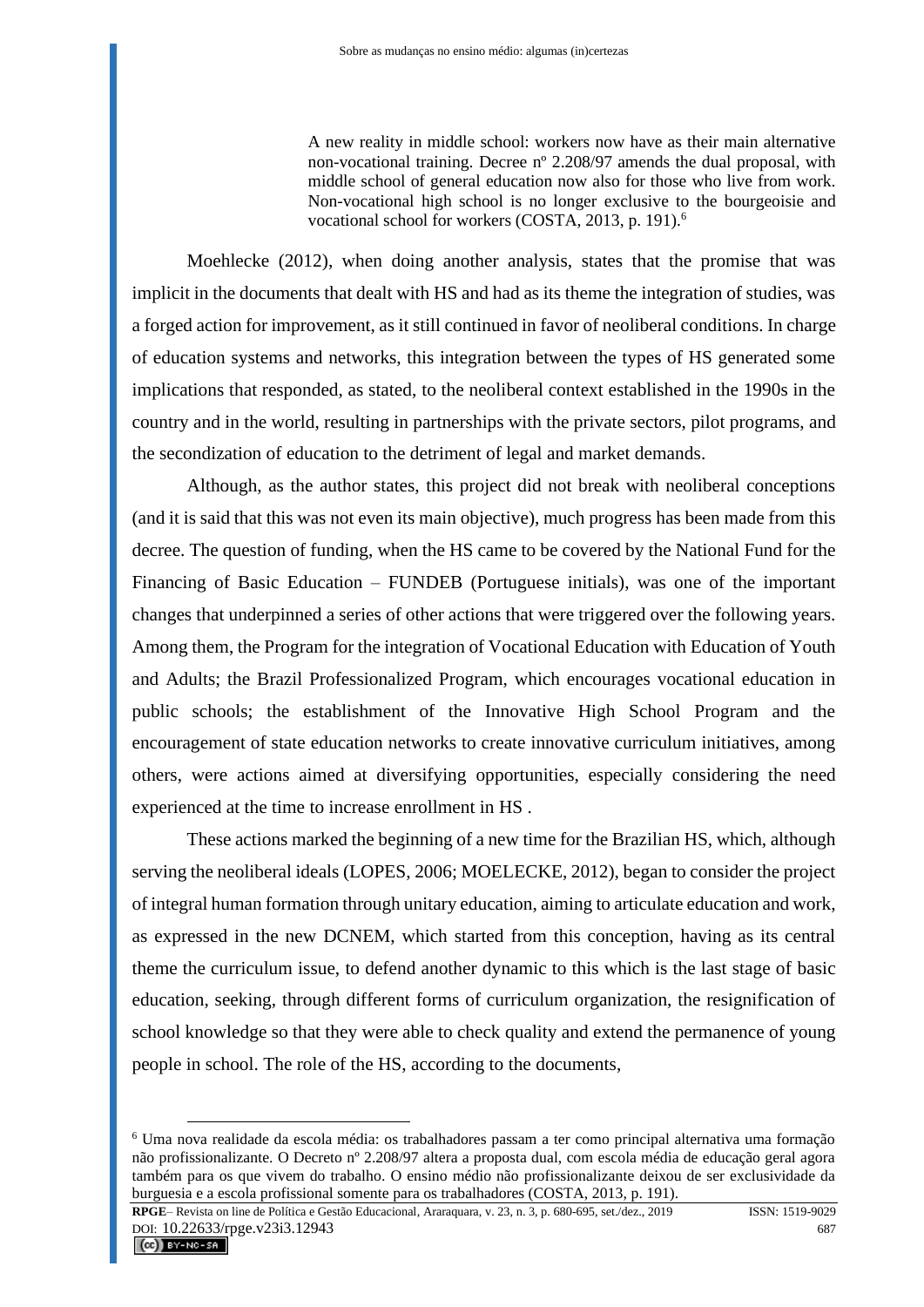> A new reality in middle school: workers now have as their main alternative non-vocational training. Decree nº 2.208/97 amends the dual proposal, with middle school of general education now also for those who live from work. Non-vocational high school is no longer exclusive to the bourgeoisie and vocational school for workers (COSTA, 2013, p. 191).[6]

Moehlecke (2012), when doing another analysis, states that the promise that was implicit in the documents that dealt with HS and had as its theme the integration of studies, was a forged action for improvement, as it still continued in favor of neoliberal conditions. In charge of education systems and networks, this integration between the types of HS generated some implications that responded, as stated, to the neoliberal context established in the 1990s in the country and in the world, resulting in partnerships with the private sectors, pilot programs, and the secondization of education to the detriment of legal and market demands.

Although, as the author states, this project did not break with neoliberal conceptions (and it is said that this was not even its main objective), much progress has been made from this decree. The question of funding, when the HS came to be covered by the National Fund for the Financing of Basic Education – FUNDEB (Portuguese initials), was one of the important changes that underpinned a series of other actions that were triggered over the following years. Among them, the Program for the integration of Vocational Education with Education of Youth and Adults; the Brazil Professionalized Program, which encourages vocational education in public schools; the establishment of the Innovative High School Program and the encouragement of state education networks to create innovative curriculum initiatives, among others, were actions aimed at diversifying opportunities, especially considering the need experienced at the time to increase enrollment in HS .

These actions marked the beginning of a new time for the Brazilian HS, which, although serving the neoliberal ideals (LOPES, 2006; MOELECKE, 2012), began to consider the project of integral human formation through unitary education, aiming to articulate education and work, as expressed in the new DCNEM, which started from this conception, having as its central theme the curriculum issue, to defend another dynamic to this which is the last stage of basic education, seeking, through different forms of curriculum organization, the resignification of school knowledge so that they were able to check quality and extend the permanence of young people in school. The role of the HS, according to the documents,

---

[6] Uma nova realidade da escola média: os trabalhadores passam a ter como principal alternativa uma formação não profissionalizante. O Decreto nº 2.208/97 altera a proposta dual, com escola média de educação geral agora também para os que vivem do trabalho. O ensino médio não profissionalizante deixou de ser exclusividade da burguesia e a escola profissional somente para os trabalhadores (COSTA, 2013, p. 191).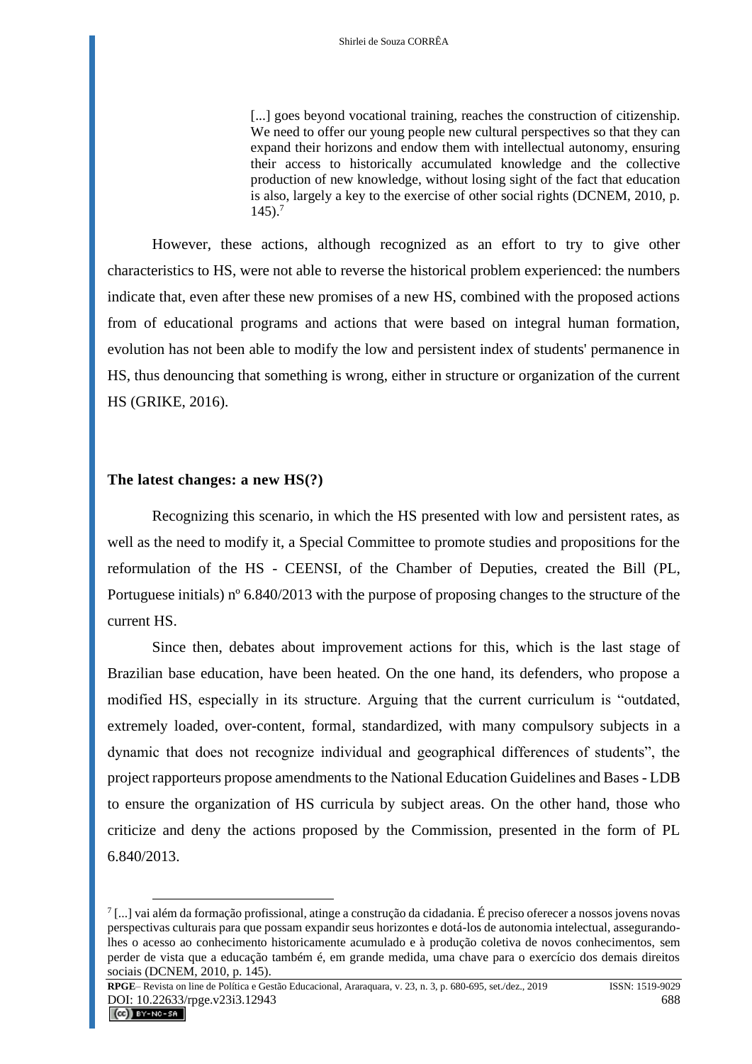> [...] goes beyond vocational training, reaches the construction of citizenship. We need to offer our young people new cultural perspectives so that they can expand their horizons and endow them with intellectual autonomy, ensuring their access to historically accumulated knowledge and the collective production of new knowledge, without losing sight of the fact that education is also, largely a key to the exercise of other social rights (DCNEM, 2010, p. 145).[7]

However, these actions, although recognized as an effort to try to give other characteristics to HS, were not able to reverse the historical problem experienced: the numbers indicate that, even after these new promises of a new HS, combined with the proposed actions from of educational programs and actions that were based on integral human formation, evolution has not been able to modify the low and persistent index of students' permanence in HS, thus denouncing that something is wrong, either in structure or organization of the current HS (GRIKE, 2016).

## The latest changes: a new HS(?)

Recognizing this scenario, in which the HS presented with low and persistent rates, as well as the need to modify it, a Special Committee to promote studies and propositions for the reformulation of the HS - CEENSI, of the Chamber of Deputies, created the Bill (PL, Portuguese initials) nº 6.840/2013 with the purpose of proposing changes to the structure of the current HS.

Since then, debates about improvement actions for this, which is the last stage of Brazilian base education, have been heated. On the one hand, its defenders, who propose a modified HS, especially in its structure. Arguing that the current curriculum is "outdated, extremely loaded, over-content, formal, standardized, with many compulsory subjects in a dynamic that does not recognize individual and geographical differences of students", the project rapporteurs propose amendments to the National Education Guidelines and Bases - LDB to ensure the organization of HS curricula by subject areas. On the other hand, those who criticize and deny the actions proposed by the Commission, presented in the form of PL 6.840/2013.

---

[7] [...] vai além da formação profissional, atinge a construção da cidadania. É preciso oferecer a nossos jovens novas perspectivas culturais para que possam expandir seus horizontes e dotá-los de autonomia intelectual, assegurando-lhes o acesso ao conhecimento historicamente acumulado e à produção coletiva de novos conhecimentos, sem perder de vista que a educação também é, em grande medida, uma chave para o exercício dos demais direitos sociais (DCNEM, 2010, p. 145).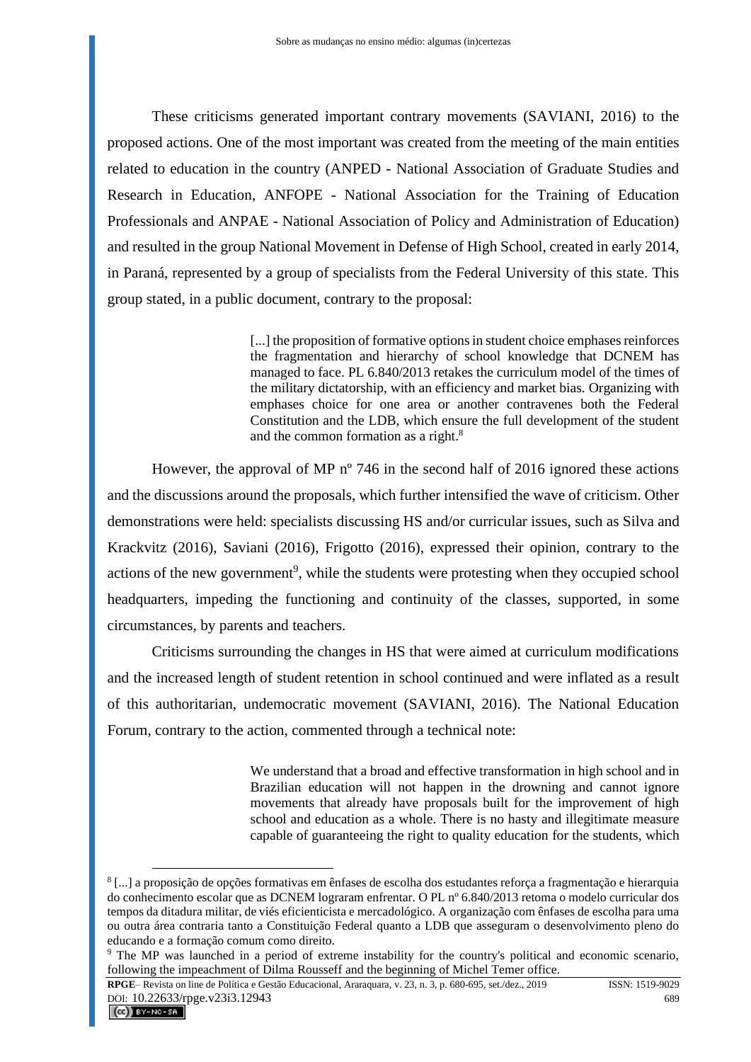These criticisms generated important contrary movements (SAVIANI, 2016) to the proposed actions. One of the most important was created from the meeting of the main entities related to education in the country (ANPED - National Association of Graduate Studies and Research in Education, ANFOPE - National Association for the Training of Education Professionals and ANPAE - National Association of Policy and Administration of Education) and resulted in the group National Movement in Defense of High School, created in early 2014, in Paraná, represented by a group of specialists from the Federal University of this state. This group stated, in a public document, contrary to the proposal:

> [...] the proposition of formative options in student choice emphases reinforces the fragmentation and hierarchy of school knowledge that DCNEM has managed to face. PL 6.840/2013 retakes the curriculum model of the times of the military dictatorship, with an efficiency and market bias. Organizing with emphases choice for one area or another contravenes both the Federal Constitution and the LDB, which ensure the full development of the student and the common formation as a right.[8]

However, the approval of MP nº 746 in the second half of 2016 ignored these actions and the discussions around the proposals, which further intensified the wave of criticism. Other demonstrations were held: specialists discussing HS and/or curricular issues, such as Silva and Krackvitz (2016), Saviani (2016), Frigotto (2016), expressed their opinion, contrary to the actions of the new government[9], while the students were protesting when they occupied school headquarters, impeding the functioning and continuity of the classes, supported, in some circumstances, by parents and teachers.

Criticisms surrounding the changes in HS that were aimed at curriculum modifications and the increased length of student retention in school continued and were inflated as a result of this authoritarian, undemocratic movement (SAVIANI, 2016). The National Education Forum, contrary to the action, commented through a technical note:

> We understand that a broad and effective transformation in high school and in Brazilian education will not happen in the drowning and cannot ignore movements that already have proposals built for the improvement of high school and education as a whole. There is no hasty and illegitimate measure capable of guaranteeing the right to quality education for the students, which

---

[8] [...] a proposição de opções formativas em ênfases de escolha dos estudantes reforça a fragmentação e hierarquia do conhecimento escolar que as DCNEM lograram enfrentar. O PL nº 6.840/2013 retoma o modelo curricular dos tempos da ditadura militar, de viés eficienticista e mercadológico. A organização com ênfases de escolha para uma ou outra área contraria tanto a Constituição Federal quanto a LDB que asseguram o desenvolvimento pleno do educando e a formação comum como direito.

[9] The MP was launched in a period of extreme instability for the country's political and economic scenario, following the impeachment of Dilma Rousseff and the beginning of Michel Temer office.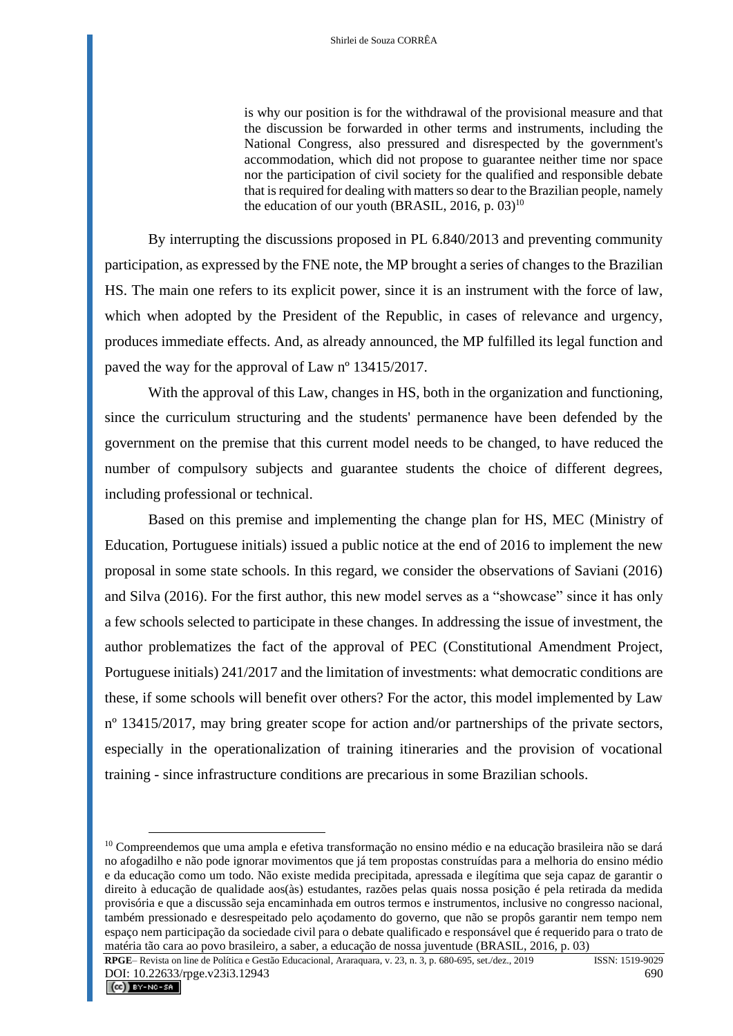> is why our position is for the withdrawal of the provisional measure and that the discussion be forwarded in other terms and instruments, including the National Congress, also pressured and disrespected by the government's accommodation, which did not propose to guarantee neither time nor space nor the participation of civil society for the qualified and responsible debate that is required for dealing with matters so dear to the Brazilian people, namely the education of our youth (BRASIL, 2016, p. 03)[10]

By interrupting the discussions proposed in PL 6.840/2013 and preventing community participation, as expressed by the FNE note, the MP brought a series of changes to the Brazilian HS. The main one refers to its explicit power, since it is an instrument with the force of law, which when adopted by the President of the Republic, in cases of relevance and urgency, produces immediate effects. And, as already announced, the MP fulfilled its legal function and paved the way for the approval of Law nº 13415/2017.

With the approval of this Law, changes in HS, both in the organization and functioning, since the curriculum structuring and the students' permanence have been defended by the government on the premise that this current model needs to be changed, to have reduced the number of compulsory subjects and guarantee students the choice of different degrees, including professional or technical.

Based on this premise and implementing the change plan for HS, MEC (Ministry of Education, Portuguese initials) issued a public notice at the end of 2016 to implement the new proposal in some state schools. In this regard, we consider the observations of Saviani (2016) and Silva (2016). For the first author, this new model serves as a "showcase" since it has only a few schools selected to participate in these changes. In addressing the issue of investment, the author problematizes the fact of the approval of PEC (Constitutional Amendment Project, Portuguese initials) 241/2017 and the limitation of investments: what democratic conditions are these, if some schools will benefit over others? For the actor, this model implemented by Law nº 13415/2017, may bring greater scope for action and/or partnerships of the private sectors, especially in the operationalization of training itineraries and the provision of vocational training - since infrastructure conditions are precarious in some Brazilian schools.

---

[10] Compreendemos que uma ampla e efetiva transformação no ensino médio e na educação brasileira não se dará no afogadilho e não pode ignorar movimentos que já tem propostas construídas para a melhoria do ensino médio e da educação como um todo. Não existe medida precipitada, apressada e ilegítima que seja capaz de garantir o direito à educação de qualidade aos(às) estudantes, razões pelas quais nossa posição é pela retirada da medida provisória e que a discussão seja encaminhada em outros termos e instrumentos, inclusive no congresso nacional, também pressionado e desrespeitado pelo açodamento do governo, que não se propôs garantir nem tempo nem espaço nem participação da sociedade civil para o debate qualificado e responsável que é requerido para o trato de matéria tão cara ao povo brasileiro, a saber, a educação de nossa juventude (BRASIL, 2016, p. 03)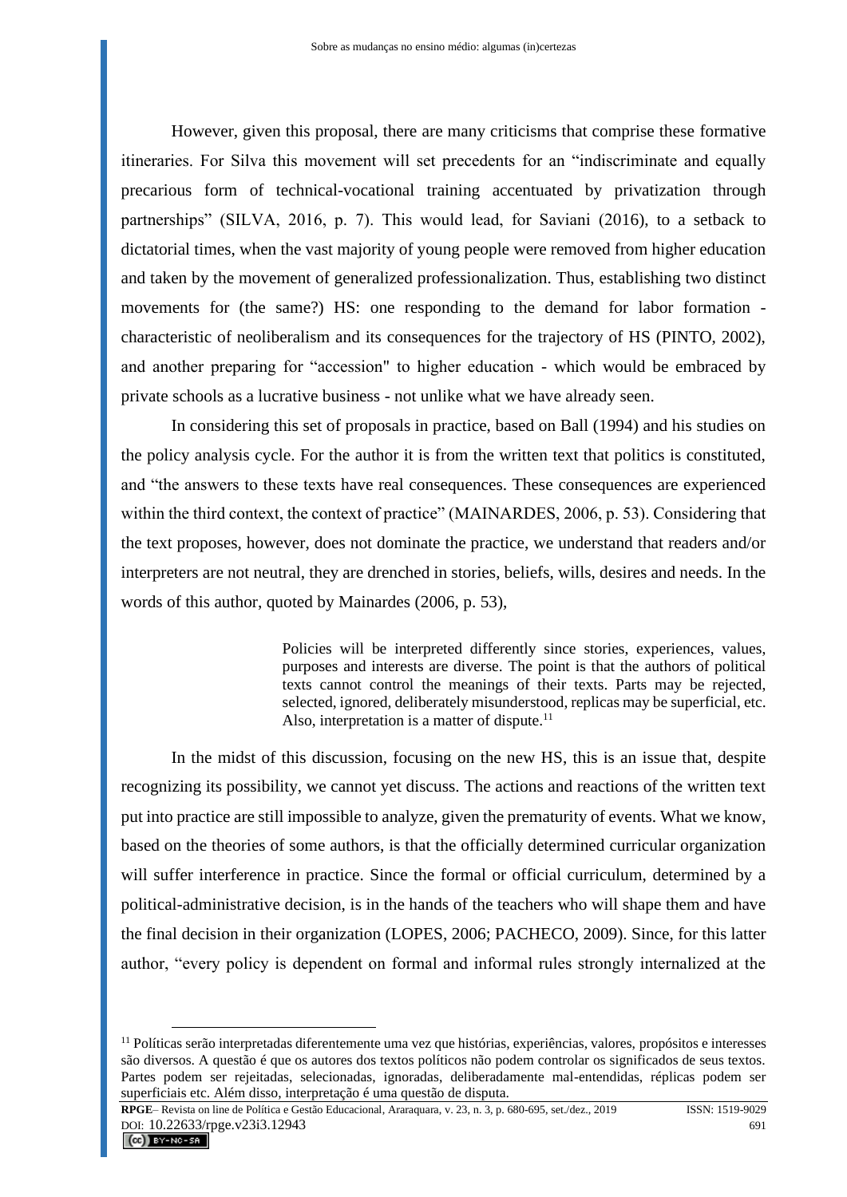However, given this proposal, there are many criticisms that comprise these formative itineraries. For Silva this movement will set precedents for an "indiscriminate and equally precarious form of technical-vocational training accentuated by privatization through partnerships" (SILVA, 2016, p. 7). This would lead, for Saviani (2016), to a setback to dictatorial times, when the vast majority of young people were removed from higher education and taken by the movement of generalized professionalization. Thus, establishing two distinct movements for (the same?) HS: one responding to the demand for labor formation - characteristic of neoliberalism and its consequences for the trajectory of HS (PINTO, 2002), and another preparing for "accession" to higher education - which would be embraced by private schools as a lucrative business - not unlike what we have already seen.

In considering this set of proposals in practice, based on Ball (1994) and his studies on the policy analysis cycle. For the author it is from the written text that politics is constituted, and "the answers to these texts have real consequences. These consequences are experienced within the third context, the context of practice" (MAINARDES, 2006, p. 53). Considering that the text proposes, however, does not dominate the practice, we understand that readers and/or interpreters are not neutral, they are drenched in stories, beliefs, wills, desires and needs. In the words of this author, quoted by Mainardes (2006, p. 53),

> Policies will be interpreted differently since stories, experiences, values, purposes and interests are diverse. The point is that the authors of political texts cannot control the meanings of their texts. Parts may be rejected, selected, ignored, deliberately misunderstood, replicas may be superficial, etc. Also, interpretation is a matter of dispute.[11]

In the midst of this discussion, focusing on the new HS, this is an issue that, despite recognizing its possibility, we cannot yet discuss. The actions and reactions of the written text put into practice are still impossible to analyze, given the prematurity of events. What we know, based on the theories of some authors, is that the officially determined curricular organization will suffer interference in practice. Since the formal or official curriculum, determined by a political-administrative decision, is in the hands of the teachers who will shape them and have the final decision in their organization (LOPES, 2006; PACHECO, 2009). Since, for this latter author, "every policy is dependent on formal and informal rules strongly internalized at the

---

[11] Políticas serão interpretadas diferentemente uma vez que histórias, experiências, valores, propósitos e interesses são diversos. A questão é que os autores dos textos políticos não podem controlar os significados de seus textos. Partes podem ser rejeitadas, selecionadas, ignoradas, deliberadamente mal-entendidas, réplicas podem ser superficiais etc. Além disso, interpretação é uma questão de disputa.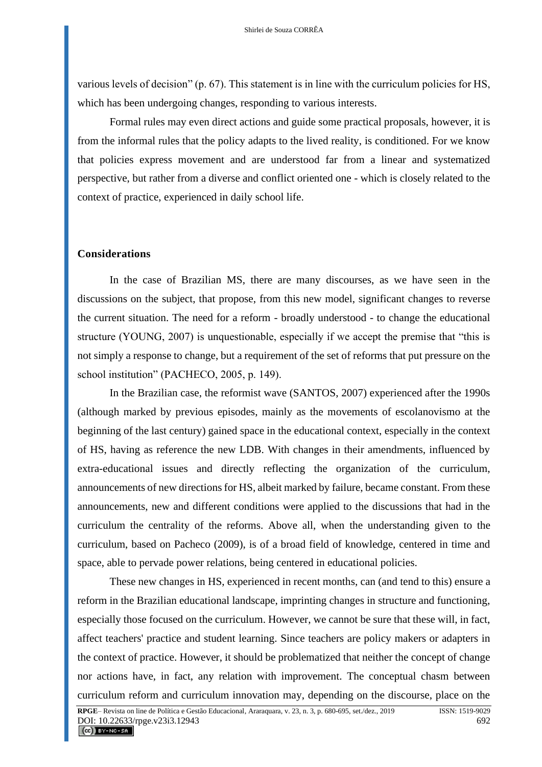various levels of decision" (p. 67). This statement is in line with the curriculum policies for HS, which has been undergoing changes, responding to various interests.

Formal rules may even direct actions and guide some practical proposals, however, it is from the informal rules that the policy adapts to the lived reality, is conditioned. For we know that policies express movement and are understood far from a linear and systematized perspective, but rather from a diverse and conflict oriented one - which is closely related to the context of practice, experienced in daily school life.

## Considerations

In the case of Brazilian MS, there are many discourses, as we have seen in the discussions on the subject, that propose, from this new model, significant changes to reverse the current situation. The need for a reform - broadly understood - to change the educational structure (YOUNG, 2007) is unquestionable, especially if we accept the premise that "this is not simply a response to change, but a requirement of the set of reforms that put pressure on the school institution" (PACHECO, 2005, p. 149).

In the Brazilian case, the reformist wave (SANTOS, 2007) experienced after the 1990s (although marked by previous episodes, mainly as the movements of escolanovismo at the beginning of the last century) gained space in the educational context, especially in the context of HS, having as reference the new LDB. With changes in their amendments, influenced by extra-educational issues and directly reflecting the organization of the curriculum, announcements of new directions for HS, albeit marked by failure, became constant. From these announcements, new and different conditions were applied to the discussions that had in the curriculum the centrality of the reforms. Above all, when the understanding given to the curriculum, based on Pacheco (2009), is of a broad field of knowledge, centered in time and space, able to pervade power relations, being centered in educational policies.

These new changes in HS, experienced in recent months, can (and tend to this) ensure a reform in the Brazilian educational landscape, imprinting changes in structure and functioning, especially those focused on the curriculum. However, we cannot be sure that these will, in fact, affect teachers' practice and student learning. Since teachers are policy makers or adapters in the context of practice. However, it should be problematized that neither the concept of change nor actions have, in fact, any relation with improvement. The conceptual chasm between curriculum reform and curriculum innovation may, depending on the discourse, place on the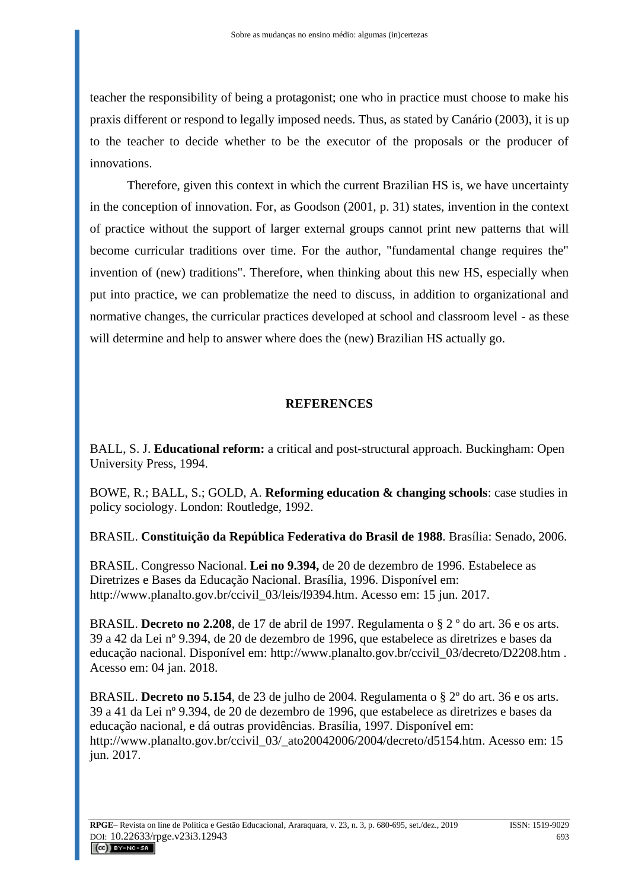teacher the responsibility of being a protagonist; one who in practice must choose to make his praxis different or respond to legally imposed needs. Thus, as stated by Canário (2003), it is up to the teacher to decide whether to be the executor of the proposals or the producer of innovations.

Therefore, given this context in which the current Brazilian HS is, we have uncertainty in the conception of innovation. For, as Goodson (2001, p. 31) states, invention in the context of practice without the support of larger external groups cannot print new patterns that will become curricular traditions over time. For the author, "fundamental change requires the" invention of (new) traditions". Therefore, when thinking about this new HS, especially when put into practice, we can problematize the need to discuss, in addition to organizational and normative changes, the curricular practices developed at school and classroom level - as these will determine and help to answer where does the (new) Brazilian HS actually go.

## REFERENCES

BALL, S. J. **Educational reform:** a critical and post-structural approach. Buckingham: Open University Press, 1994.

BOWE, R.; BALL, S.; GOLD, A. **Reforming education & changing schools**: case studies in policy sociology. London: Routledge, 1992.

BRASIL. **Constituição da República Federativa do Brasil de 1988**. Brasília: Senado, 2006.

BRASIL. Congresso Nacional. **Lei no 9.394,** de 20 de dezembro de 1996. Estabelece as Diretrizes e Bases da Educação Nacional. Brasília, 1996. Disponível em: http://www.planalto.gov.br/ccivil_03/leis/l9394.htm. Acesso em: 15 jun. 2017.

BRASIL. **Decreto no 2.208**, de 17 de abril de 1997. Regulamenta o § 2 º do art. 36 e os arts. 39 a 42 da Lei nº 9.394, de 20 de dezembro de 1996, que estabelece as diretrizes e bases da educação nacional. Disponível em: http://www.planalto.gov.br/ccivil_03/decreto/D2208.htm . Acesso em: 04 jan. 2018.

BRASIL. **Decreto no 5.154**, de 23 de julho de 2004. Regulamenta o § 2º do art. 36 e os arts. 39 a 41 da Lei nº 9.394, de 20 de dezembro de 1996, que estabelece as diretrizes e bases da educação nacional, e dá outras providências. Brasília, 1997. Disponível em: http://www.planalto.gov.br/ccivil_03/_ato20042006/2004/decreto/d5154.htm. Acesso em: 15 jun. 2017.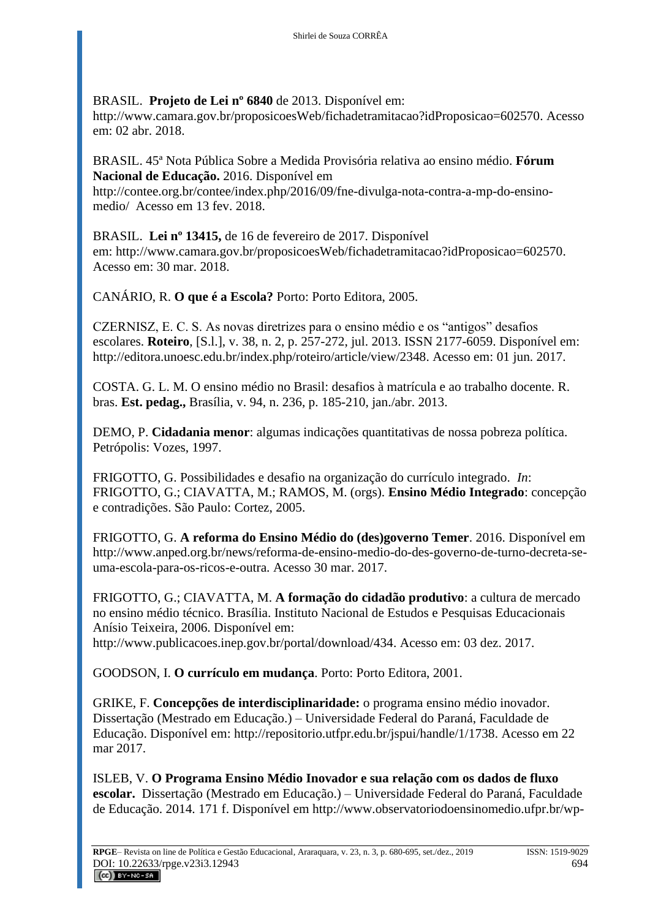BRASIL. **Projeto de Lei nº 6840** de 2013. Disponível em: http://www.camara.gov.br/proposicoesWeb/fichadetramitacao?idProposicao=602570. Acesso em: 02 abr. 2018.

BRASIL. 45ª Nota Pública Sobre a Medida Provisória relativa ao ensino médio. **Fórum Nacional de Educação.** 2016. Disponível em http://contee.org.br/contee/index.php/2016/09/fne-divulga-nota-contra-a-mp-do-ensino-medio/ Acesso em 13 fev. 2018.

BRASIL. **Lei nº 13415,** de 16 de fevereiro de 2017. Disponível em: http://www.camara.gov.br/proposicoesWeb/fichadetramitacao?idProposicao=602570. Acesso em: 30 mar. 2018.

CANÁRIO, R. **O que é a Escola?** Porto: Porto Editora, 2005.

CZERNISZ, E. C. S. As novas diretrizes para o ensino médio e os "antigos" desafios escolares. **Roteiro**, [S.l.], v. 38, n. 2, p. 257-272, jul. 2013. ISSN 2177-6059. Disponível em: http://editora.unoesc.edu.br/index.php/roteiro/article/view/2348. Acesso em: 01 jun. 2017.

COSTA. G. L. M. O ensino médio no Brasil: desafios à matrícula e ao trabalho docente. R. bras. **Est. pedag.,** Brasília, v. 94, n. 236, p. 185-210, jan./abr. 2013.

DEMO, P. **Cidadania menor**: algumas indicações quantitativas de nossa pobreza política. Petrópolis: Vozes, 1997.

FRIGOTTO, G. Possibilidades e desafio na organização do currículo integrado. *In*: FRIGOTTO, G.; CIAVATTA, M.; RAMOS, M. (orgs). **Ensino Médio Integrado**: concepção e contradições. São Paulo: Cortez, 2005.

FRIGOTTO, G. **A reforma do Ensino Médio do (des)governo Temer**. 2016. Disponível em http://www.anped.org.br/news/reforma-de-ensino-medio-do-des-governo-de-turno-decreta-se-uma-escola-para-os-ricos-e-outra. Acesso 30 mar. 2017.

FRIGOTTO, G.; CIAVATTA, M. **A formação do cidadão produtivo**: a cultura de mercado no ensino médio técnico. Brasília. Instituto Nacional de Estudos e Pesquisas Educacionais Anísio Teixeira, 2006. Disponível em: http://www.publicacoes.inep.gov.br/portal/download/434. Acesso em: 03 dez. 2017.

GOODSON, I. **O currículo em mudança**. Porto: Porto Editora, 2001.

GRIKE, F. **Concepções de interdisciplinaridade:** o programa ensino médio inovador. Dissertação (Mestrado em Educação.) – Universidade Federal do Paraná, Faculdade de Educação. Disponível em: http://repositorio.utfpr.edu.br/jspui/handle/1/1738. Acesso em 22 mar 2017.

ISLEB, V. **O Programa Ensino Médio Inovador e sua relação com os dados de fluxo escolar.** Dissertação (Mestrado em Educação.) – Universidade Federal do Paraná, Faculdade de Educação. 2014. 171 f. Disponível em http://www.observatoriodoensinomedio.ufpr.br/wp-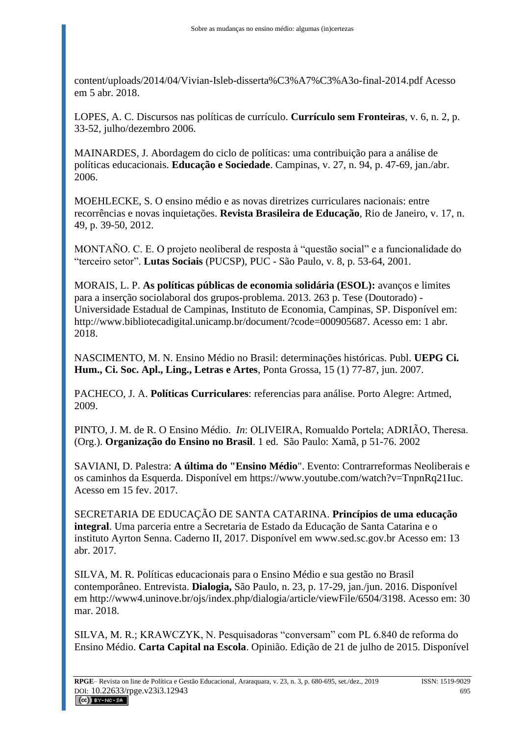content/uploads/2014/04/Vivian-Isleb-disserta%C3%A7%C3%A3o-final-2014.pdf Acesso em 5 abr. 2018.

LOPES, A. C. Discursos nas políticas de currículo. **Currículo sem Fronteiras**, v. 6, n. 2, p. 33-52, julho/dezembro 2006.

MAINARDES, J. Abordagem do ciclo de políticas: uma contribuição para a análise de políticas educacionais. **Educação e Sociedade**. Campinas, v. 27, n. 94, p. 47-69, jan./abr. 2006.

MOEHLECKE, S. O ensino médio e as novas diretrizes curriculares nacionais: entre recorrências e novas inquietações. **Revista Brasileira de Educação**, Rio de Janeiro, v. 17, n. 49, p. 39-50, 2012.

MONTAÑO. C. E. O projeto neoliberal de resposta à "questão social" e a funcionalidade do "terceiro setor". **Lutas Sociais** (PUCSP), PUC - São Paulo, v. 8, p. 53-64, 2001.

MORAIS, L. P. **As políticas públicas de economia solidária (ESOL):** avanços e limites para a inserção sociolaboral dos grupos-problema. 2013. 263 p. Tese (Doutorado) - Universidade Estadual de Campinas, Instituto de Economia, Campinas, SP. Disponível em: http://www.bibliotecadigital.unicamp.br/document/?code=000905687. Acesso em: 1 abr. 2018.

NASCIMENTO, M. N. Ensino Médio no Brasil: determinações históricas. Publ. **UEPG Ci. Hum., Ci. Soc. Apl., Ling., Letras e Artes**, Ponta Grossa, 15 (1) 77-87, jun. 2007.

PACHECO, J. A. **Políticas Curriculares**: referencias para análise. Porto Alegre: Artmed, 2009.

PINTO, J. M. de R. O Ensino Médio. *In*: OLIVEIRA, Romualdo Portela; ADRIÃO, Theresa. (Org.). **Organização do Ensino no Brasil**. 1 ed. São Paulo: Xamã, p 51-76. 2002

SAVIANI, D. Palestra: **A última do "Ensino Médio**". Evento: Contrarreformas Neoliberais e os caminhos da Esquerda. Disponível em https://www.youtube.com/watch?v=TnpnRq21Iuc. Acesso em 15 fev. 2017.

SECRETARIA DE EDUCAÇÃO DE SANTA CATARINA. **Princípios de uma educação integral**. Uma parceria entre a Secretaria de Estado da Educação de Santa Catarina e o instituto Ayrton Senna. Caderno II, 2017. Disponível em www.sed.sc.gov.br Acesso em: 13 abr. 2017.

SILVA, M. R. Políticas educacionais para o Ensino Médio e sua gestão no Brasil contemporâneo. Entrevista. **Dialogia,** São Paulo, n. 23, p. 17-29, jan./jun. 2016. Disponível em http://www4.uninove.br/ojs/index.php/dialogia/article/viewFile/6504/3198. Acesso em: 30 mar. 2018.

SILVA, M. R.; KRAWCZYK, N. Pesquisadoras "conversam" com PL 6.840 de reforma do Ensino Médio. **Carta Capital na Escola**. Opinião. Edição de 21 de julho de 2015. Disponível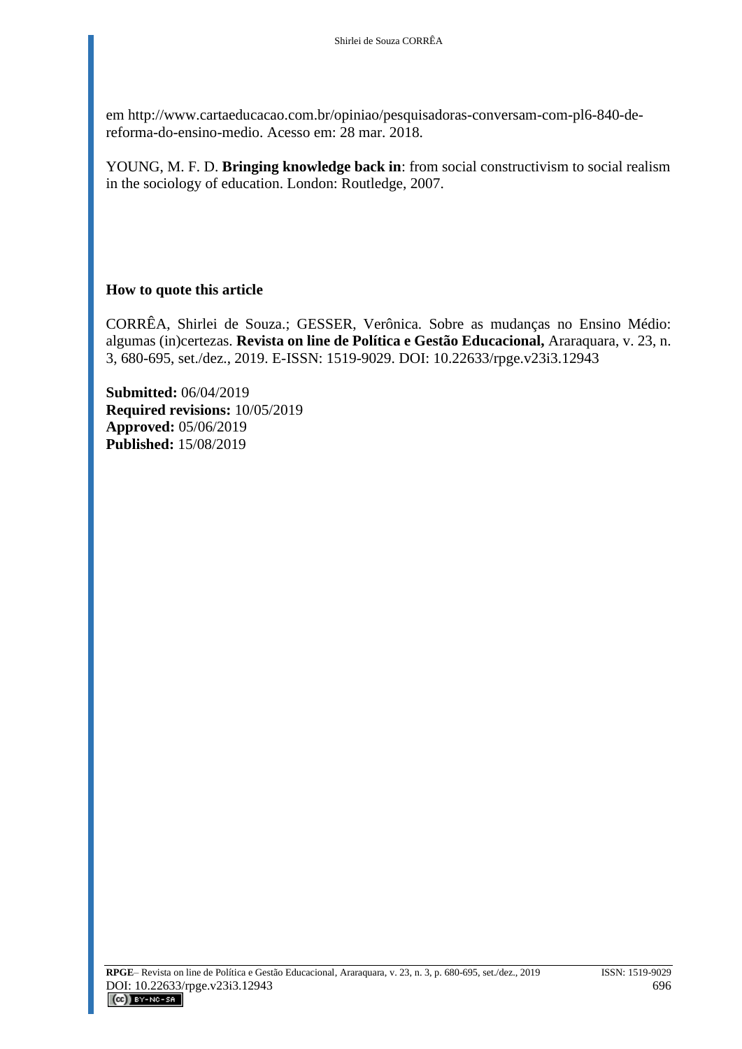em http://www.cartaeducacao.com.br/opiniao/pesquisadoras-conversam-com-pl6-840-de-reforma-do-ensino-medio. Acesso em: 28 mar. 2018.

YOUNG, M. F. D. **Bringing knowledge back in**: from social constructivism to social realism in the sociology of education. London: Routledge, 2007.

### How to quote this article

CORRÊA, Shirlei de Souza.; GESSER, Verônica. Sobre as mudanças no Ensino Médio: algumas (in)certezas. **Revista on line de Política e Gestão Educacional,** Araraquara, v. 23, n. 3, 680-695, set./dez., 2019. E-ISSN: 1519-9029. DOI: 10.22633/rpge.v23i3.12943

**Submitted:** 06/04/2019
**Required revisions:** 10/05/2019
**Approved:** 05/06/2019
**Published:** 15/08/2019